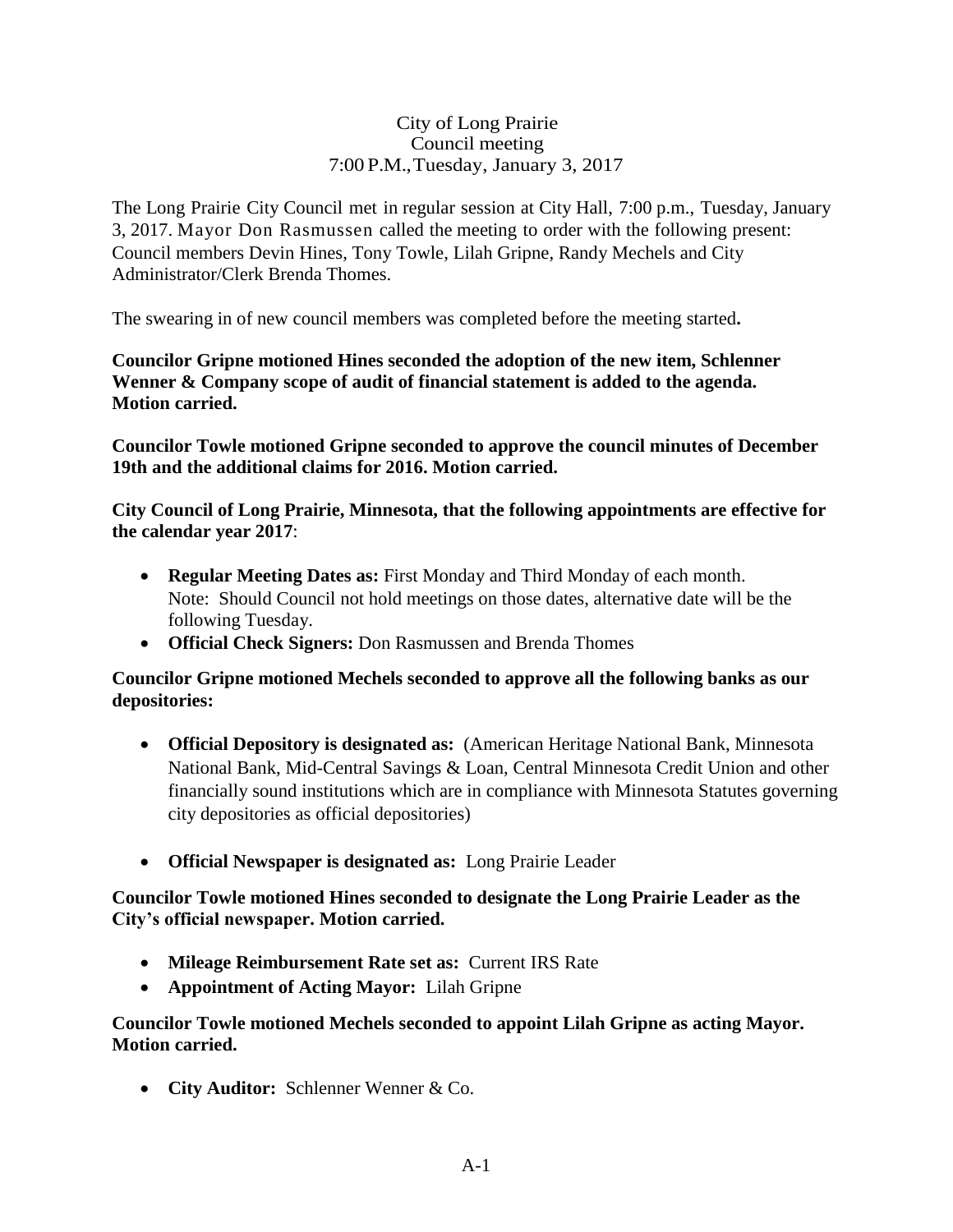City of Long Prairie
Council meeting
7:00 P.M., Tuesday, January 3, 2017

The Long Prairie City Council met in regular session at City Hall, 7:00 p.m., Tuesday, January 3, 2017. Mayor Don Rasmussen called the meeting to order with the following present: Council members Devin Hines, Tony Towle, Lilah Gripne, Randy Mechels and City Administrator/Clerk Brenda Thomes.

The swearing in of new council members was completed before the meeting started**.**

**Councilor Gripne motioned Hines seconded the adoption of the new item, Schlenner Wenner & Company scope of audit of financial statement is added to the agenda. Motion carried.**

**Councilor Towle motioned Gripne seconded to approve the council minutes of December 19th and the additional claims for 2016. Motion carried.**

**City Council of Long Prairie, Minnesota, that the following appointments are effective for the calendar year 2017**:

- **Regular Meeting Dates as:** First Monday and Third Monday of each month.
  Note: Should Council not hold meetings on those dates, alternative date will be the following Tuesday.
- **Official Check Signers:** Don Rasmussen and Brenda Thomes

**Councilor Gripne motioned Mechels seconded to approve all the following banks as our depositories:**

- **Official Depository is designated as:** (American Heritage National Bank, Minnesota National Bank, Mid-Central Savings & Loan, Central Minnesota Credit Union and other financially sound institutions which are in compliance with Minnesota Statutes governing city depositories as official depositories)

- **Official Newspaper is designated as:** Long Prairie Leader

**Councilor Towle motioned Hines seconded to designate the Long Prairie Leader as the City's official newspaper. Motion carried.**

- **Mileage Reimbursement Rate set as:** Current IRS Rate
- **Appointment of Acting Mayor:** Lilah Gripne

**Councilor Towle motioned Mechels seconded to appoint Lilah Gripne as acting Mayor. Motion carried.**

- **City Auditor:** Schlenner Wenner & Co.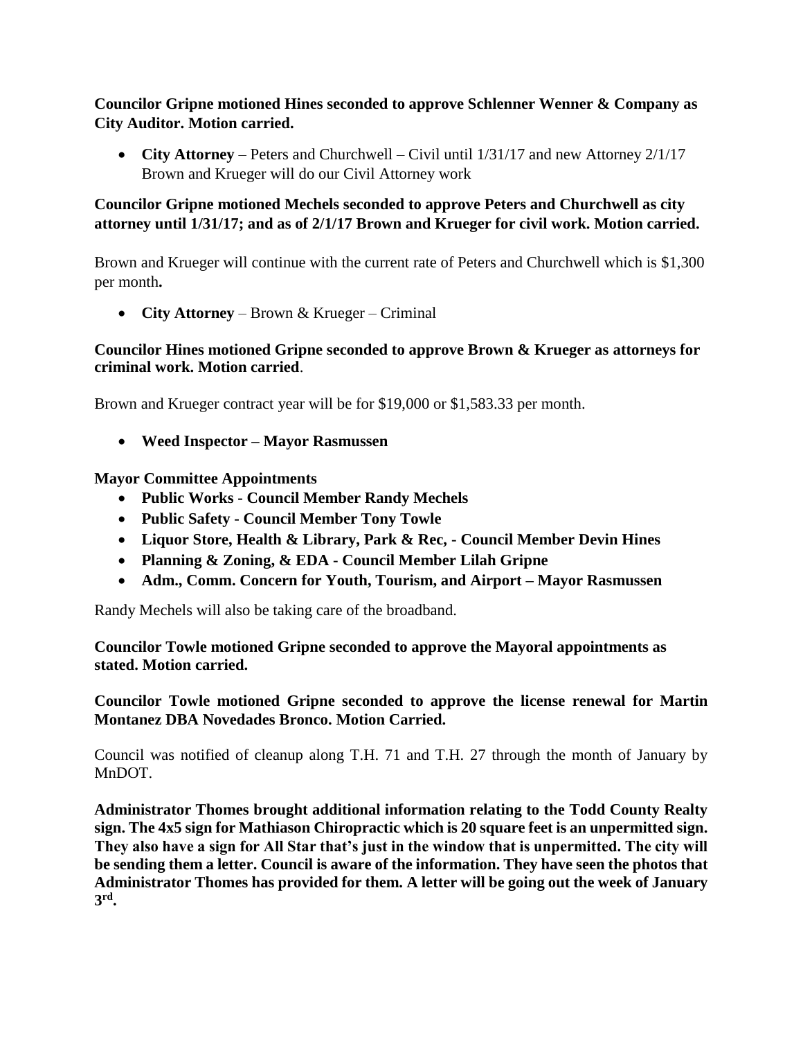**Councilor Gripne motioned Hines seconded to approve Schlenner Wenner & Company as City Auditor. Motion carried.**

- **City Attorney** – Peters and Churchwell – Civil until 1/31/17 and new Attorney 2/1/17 Brown and Krueger will do our Civil Attorney work

**Councilor Gripne motioned Mechels seconded to approve Peters and Churchwell as city attorney until 1/31/17; and as of 2/1/17 Brown and Krueger for civil work. Motion carried.**

Brown and Krueger will continue with the current rate of Peters and Churchwell which is $1,300 per month**.**

- **City Attorney** – Brown & Krueger – Criminal

**Councilor Hines motioned Gripne seconded to approve Brown & Krueger as attorneys for criminal work. Motion carried**.

Brown and Krueger contract year will be for $19,000 or $1,583.33 per month.

- **Weed Inspector – Mayor Rasmussen**

**Mayor Committee Appointments**

- **Public Works - Council Member Randy Mechels**
- **Public Safety - Council Member Tony Towle**
- **Liquor Store, Health & Library, Park & Rec, - Council Member Devin Hines**
- **Planning & Zoning, & EDA - Council Member Lilah Gripne**
- **Adm., Comm. Concern for Youth, Tourism, and Airport – Mayor Rasmussen**

Randy Mechels will also be taking care of the broadband.

**Councilor Towle motioned Gripne seconded to approve the Mayoral appointments as stated. Motion carried.**

**Councilor Towle motioned Gripne seconded to approve the license renewal for Martin Montanez DBA Novedades Bronco. Motion Carried.**

Council was notified of cleanup along T.H. 71 and T.H. 27 through the month of January by MnDOT.

**Administrator Thomes brought additional information relating to the Todd County Realty sign. The 4x5 sign for Mathiason Chiropractic which is 20 square feet is an unpermitted sign. They also have a sign for All Star that's just in the window that is unpermitted. The city will be sending them a letter. Council is aware of the information. They have seen the photos that Administrator Thomes has provided for them. A letter will be going out the week of January 3rd.**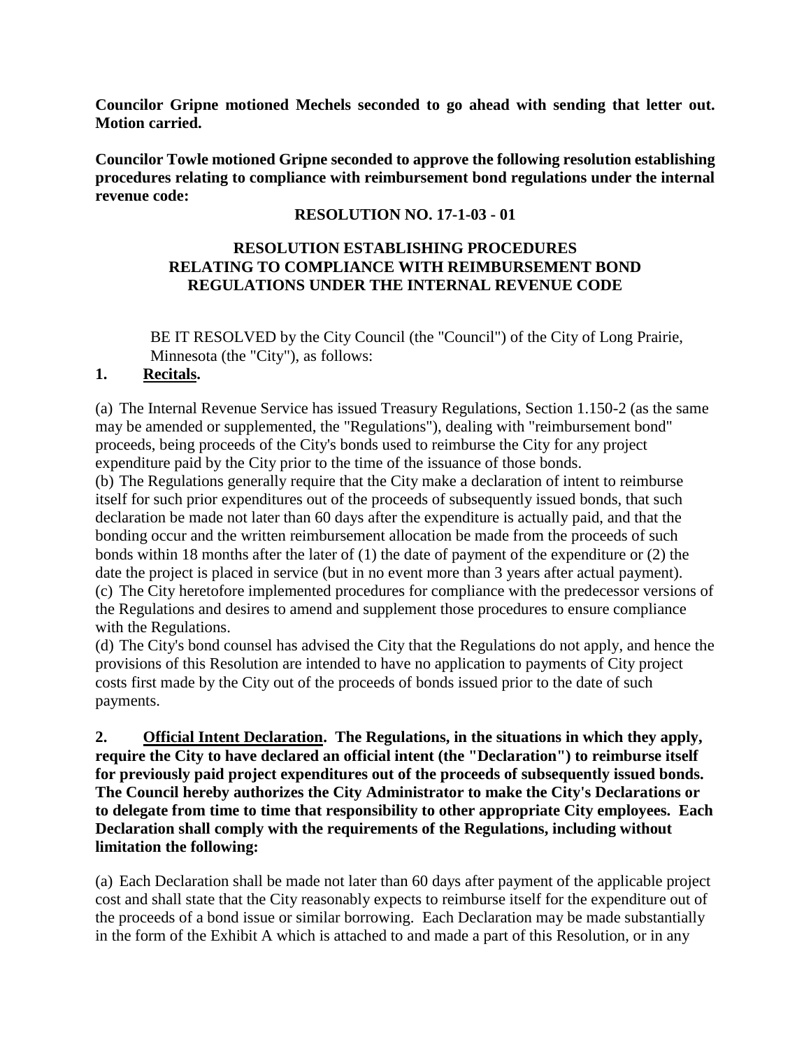**Councilor Gripne motioned Mechels seconded to go ahead with sending that letter out. Motion carried.**

**Councilor Towle motioned Gripne seconded to approve the following resolution establishing procedures relating to compliance with reimbursement bond regulations under the internal revenue code:**

**RESOLUTION NO. 17-1-03 - 01**

**RESOLUTION ESTABLISHING PROCEDURES RELATING TO COMPLIANCE WITH REIMBURSEMENT BOND REGULATIONS UNDER THE INTERNAL REVENUE CODE**

BE IT RESOLVED by the City Council (the "Council") of the City of Long Prairie, Minnesota (the "City"), as follows:

**1. Recitals.**

(a) The Internal Revenue Service has issued Treasury Regulations, Section 1.150-2 (as the same may be amended or supplemented, the "Regulations"), dealing with "reimbursement bond" proceeds, being proceeds of the City's bonds used to reimburse the City for any project expenditure paid by the City prior to the time of the issuance of those bonds.

(b) The Regulations generally require that the City make a declaration of intent to reimburse itself for such prior expenditures out of the proceeds of subsequently issued bonds, that such declaration be made not later than 60 days after the expenditure is actually paid, and that the bonding occur and the written reimbursement allocation be made from the proceeds of such bonds within 18 months after the later of (1) the date of payment of the expenditure or (2) the date the project is placed in service (but in no event more than 3 years after actual payment).

(c) The City heretofore implemented procedures for compliance with the predecessor versions of the Regulations and desires to amend and supplement those procedures to ensure compliance with the Regulations.

(d) The City's bond counsel has advised the City that the Regulations do not apply, and hence the provisions of this Resolution are intended to have no application to payments of City project costs first made by the City out of the proceeds of bonds issued prior to the date of such payments.

**2. Official Intent Declaration. The Regulations, in the situations in which they apply, require the City to have declared an official intent (the "Declaration") to reimburse itself for previously paid project expenditures out of the proceeds of subsequently issued bonds. The Council hereby authorizes the City Administrator to make the City's Declarations or to delegate from time to time that responsibility to other appropriate City employees. Each Declaration shall comply with the requirements of the Regulations, including without limitation the following:**

(a) Each Declaration shall be made not later than 60 days after payment of the applicable project cost and shall state that the City reasonably expects to reimburse itself for the expenditure out of the proceeds of a bond issue or similar borrowing. Each Declaration may be made substantially in the form of the Exhibit A which is attached to and made a part of this Resolution, or in any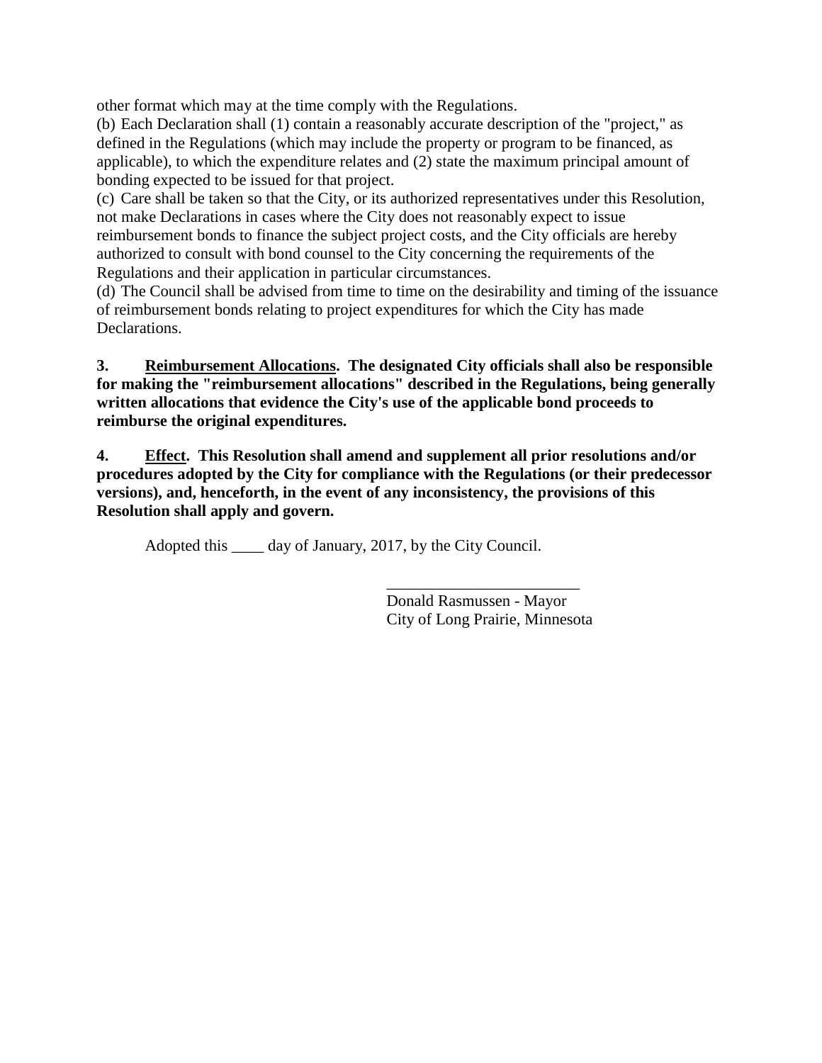other format which may at the time comply with the Regulations.

(b) Each Declaration shall (1) contain a reasonably accurate description of the "project," as defined in the Regulations (which may include the property or program to be financed, as applicable), to which the expenditure relates and (2) state the maximum principal amount of bonding expected to be issued for that project.

(c) Care shall be taken so that the City, or its authorized representatives under this Resolution, not make Declarations in cases where the City does not reasonably expect to issue reimbursement bonds to finance the subject project costs, and the City officials are hereby authorized to consult with bond counsel to the City concerning the requirements of the Regulations and their application in particular circumstances.

(d) The Council shall be advised from time to time on the desirability and timing of the issuance of reimbursement bonds relating to project expenditures for which the City has made Declarations.

**3. Reimbursement Allocations. The designated City officials shall also be responsible for making the "reimbursement allocations" described in the Regulations, being generally written allocations that evidence the City's use of the applicable bond proceeds to reimburse the original expenditures.**

**4. Effect. This Resolution shall amend and supplement all prior resolutions and/or procedures adopted by the City for compliance with the Regulations (or their predecessor versions), and, henceforth, in the event of any inconsistency, the provisions of this Resolution shall apply and govern.**

Adopted this ____ day of January, 2017, by the City Council.

________________________
Donald Rasmussen - Mayor
City of Long Prairie, Minnesota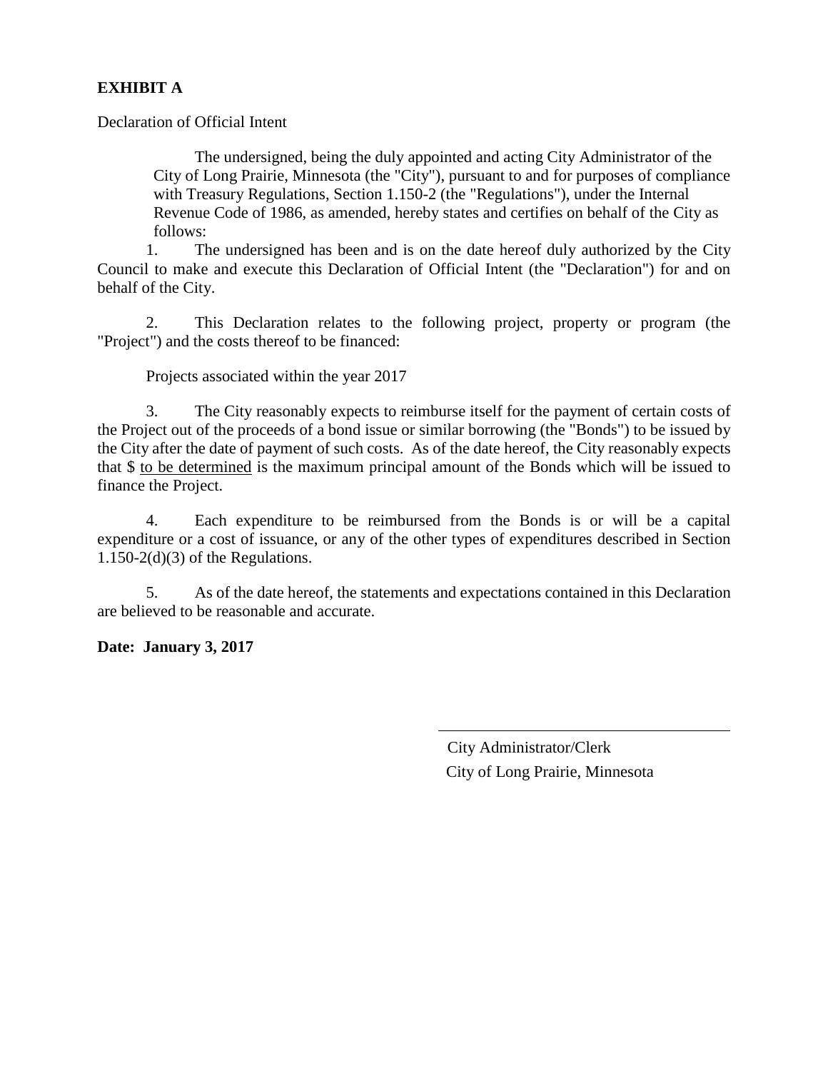**EXHIBIT A**

Declaration of Official Intent

> The undersigned, being the duly appointed and acting City Administrator of the City of Long Prairie, Minnesota (the "City"), pursuant to and for purposes of compliance with Treasury Regulations, Section 1.150-2 (the "Regulations"), under the Internal Revenue Code of 1986, as amended, hereby states and certifies on behalf of the City as follows:

1. The undersigned has been and is on the date hereof duly authorized by the City Council to make and execute this Declaration of Official Intent (the "Declaration") for and on behalf of the City.

2. This Declaration relates to the following project, property or program (the "Project") and the costs thereof to be financed:

   Projects associated within the year 2017

3. The City reasonably expects to reimburse itself for the payment of certain costs of the Project out of the proceeds of a bond issue or similar borrowing (the "Bonds") to be issued by the City after the date of payment of such costs. As of the date hereof, the City reasonably expects that $ <u>to be determined</u> is the maximum principal amount of the Bonds which will be issued to finance the Project.

4. Each expenditure to be reimbursed from the Bonds is or will be a capital expenditure or a cost of issuance, or any of the other types of expenditures described in Section 1.150-2(d)(3) of the Regulations.

5. As of the date hereof, the statements and expectations contained in this Declaration are believed to be reasonable and accurate.

**Date: January 3, 2017**

\_\_\_\_\_\_\_\_\_\_\_\_\_\_\_\_\_\_\_\_\_\_\_\_\_\_\_\_\_\_\_\_\_\_\_\_

City Administrator/Clerk

City of Long Prairie, Minnesota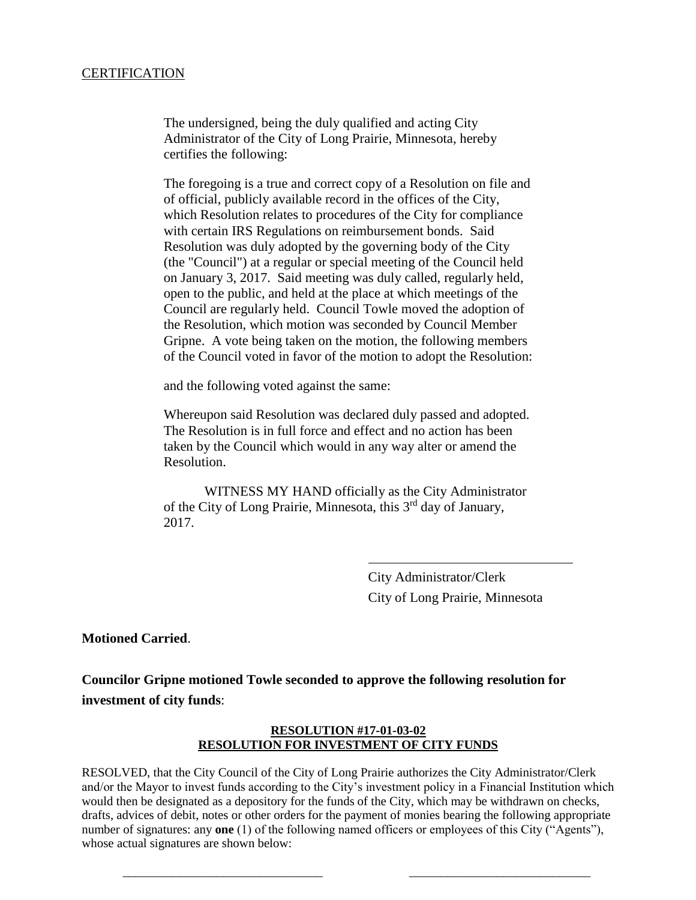CERTIFICATION

The undersigned, being the duly qualified and acting City Administrator of the City of Long Prairie, Minnesota, hereby certifies the following:

The foregoing is a true and correct copy of a Resolution on file and of official, publicly available record in the offices of the City, which Resolution relates to procedures of the City for compliance with certain IRS Regulations on reimbursement bonds. Said Resolution was duly adopted by the governing body of the City (the "Council") at a regular or special meeting of the Council held on January 3, 2017. Said meeting was duly called, regularly held, open to the public, and held at the place at which meetings of the Council are regularly held. Council Towle moved the adoption of the Resolution, which motion was seconded by Council Member Gripne. A vote being taken on the motion, the following members of the Council voted in favor of the motion to adopt the Resolution:

and the following voted against the same:

Whereupon said Resolution was declared duly passed and adopted. The Resolution is in full force and effect and no action has been taken by the Council which would in any way alter or amend the Resolution.

WITNESS MY HAND officially as the City Administrator of the City of Long Prairie, Minnesota, this 3rd day of January, 2017.

\_\_\_\_\_\_\_\_\_\_\_\_\_\_\_\_\_\_\_\_\_\_\_\_\_\_\_\_\_\_\_\_

City Administrator/Clerk

City of Long Prairie, Minnesota

**Motioned Carried**.

**Councilor Gripne motioned Towle seconded to approve the following resolution for investment of city funds**:

**RESOLUTION #17-01-03-02**
**RESOLUTION FOR INVESTMENT OF CITY FUNDS**

RESOLVED, that the City Council of the City of Long Prairie authorizes the City Administrator/Clerk and/or the Mayor to invest funds according to the City's investment policy in a Financial Institution which would then be designated as a depository for the funds of the City, which may be withdrawn on checks, drafts, advices of debit, notes or other orders for the payment of monies bearing the following appropriate number of signatures: any **one** (1) of the following named officers or employees of this City ("Agents"), whose actual signatures are shown below:

\_\_\_\_\_\_\_\_\_\_\_\_\_\_\_\_\_\_\_\_\_\_\_\_\_\_\_\_\_\_\_\_ \_\_\_\_\_\_\_\_\_\_\_\_\_\_\_\_\_\_\_\_\_\_\_\_\_\_\_\_\_\_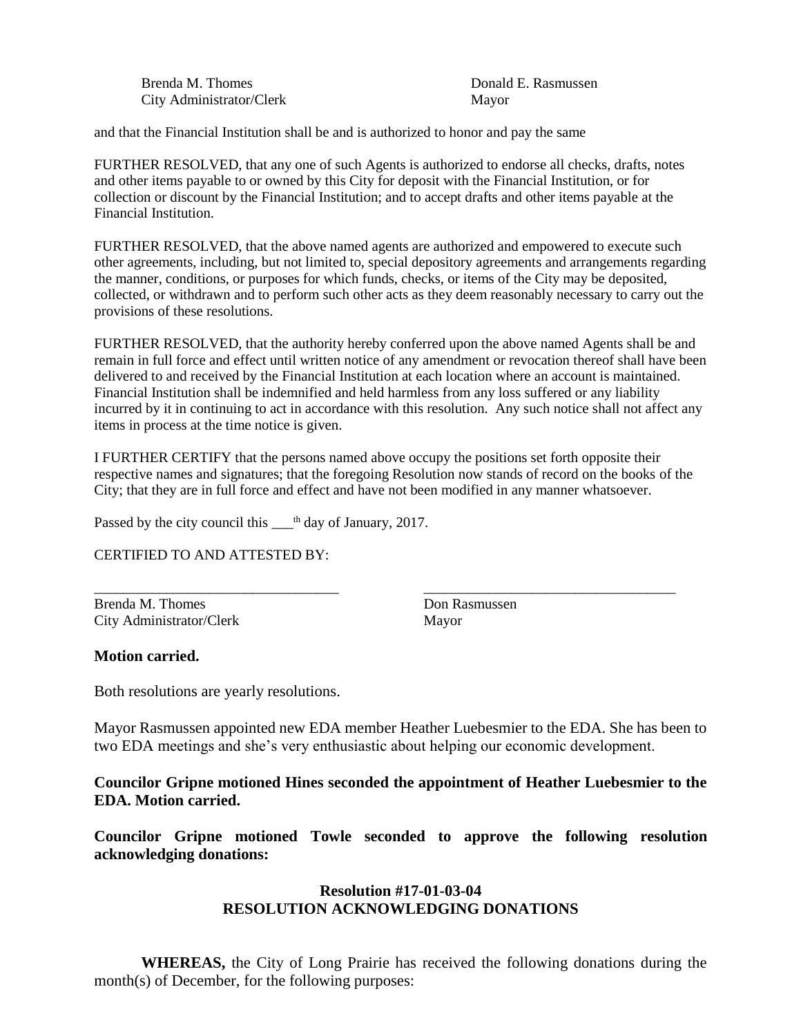Brenda M. Thomes  
City Administrator/Clerk

Donald E. Rasmussen  
Mayor

and that the Financial Institution shall be and is authorized to honor and pay the same

FURTHER RESOLVED, that any one of such Agents is authorized to endorse all checks, drafts, notes and other items payable to or owned by this City for deposit with the Financial Institution, or for collection or discount by the Financial Institution; and to accept drafts and other items payable at the Financial Institution.

FURTHER RESOLVED, that the above named agents are authorized and empowered to execute such other agreements, including, but not limited to, special depository agreements and arrangements regarding the manner, conditions, or purposes for which funds, checks, or items of the City may be deposited, collected, or withdrawn and to perform such other acts as they deem reasonably necessary to carry out the provisions of these resolutions.

FURTHER RESOLVED, that the authority hereby conferred upon the above named Agents shall be and remain in full force and effect until written notice of any amendment or revocation thereof shall have been delivered to and received by the Financial Institution at each location where an account is maintained. Financial Institution shall be indemnified and held harmless from any loss suffered or any liability incurred by it in continuing to act in accordance with this resolution. Any such notice shall not affect any items in process at the time notice is given.

I FURTHER CERTIFY that the persons named above occupy the positions set forth opposite their respective names and signatures; that the foregoing Resolution now stands of record on the books of the City; that they are in full force and effect and have not been modified in any manner whatsoever.

Passed by the city council this ___th day of January, 2017.

CERTIFIED TO AND ATTESTED BY:

___________________________________  
Brenda M. Thomes  
City Administrator/Clerk

___________________________________  
Don Rasmussen  
Mayor

**Motion carried.**

Both resolutions are yearly resolutions.

Mayor Rasmussen appointed new EDA member Heather Luebesmier to the EDA. She has been to two EDA meetings and she's very enthusiastic about helping our economic development.

**Councilor Gripne motioned Hines seconded the appointment of Heather Luebesmier to the EDA. Motion carried.**

**Councilor Gripne motioned Towle seconded to approve the following resolution acknowledging donations:**

**Resolution #17-01-03-04**  
**RESOLUTION ACKNOWLEDGING DONATIONS**

**WHEREAS,** the City of Long Prairie has received the following donations during the month(s) of December, for the following purposes: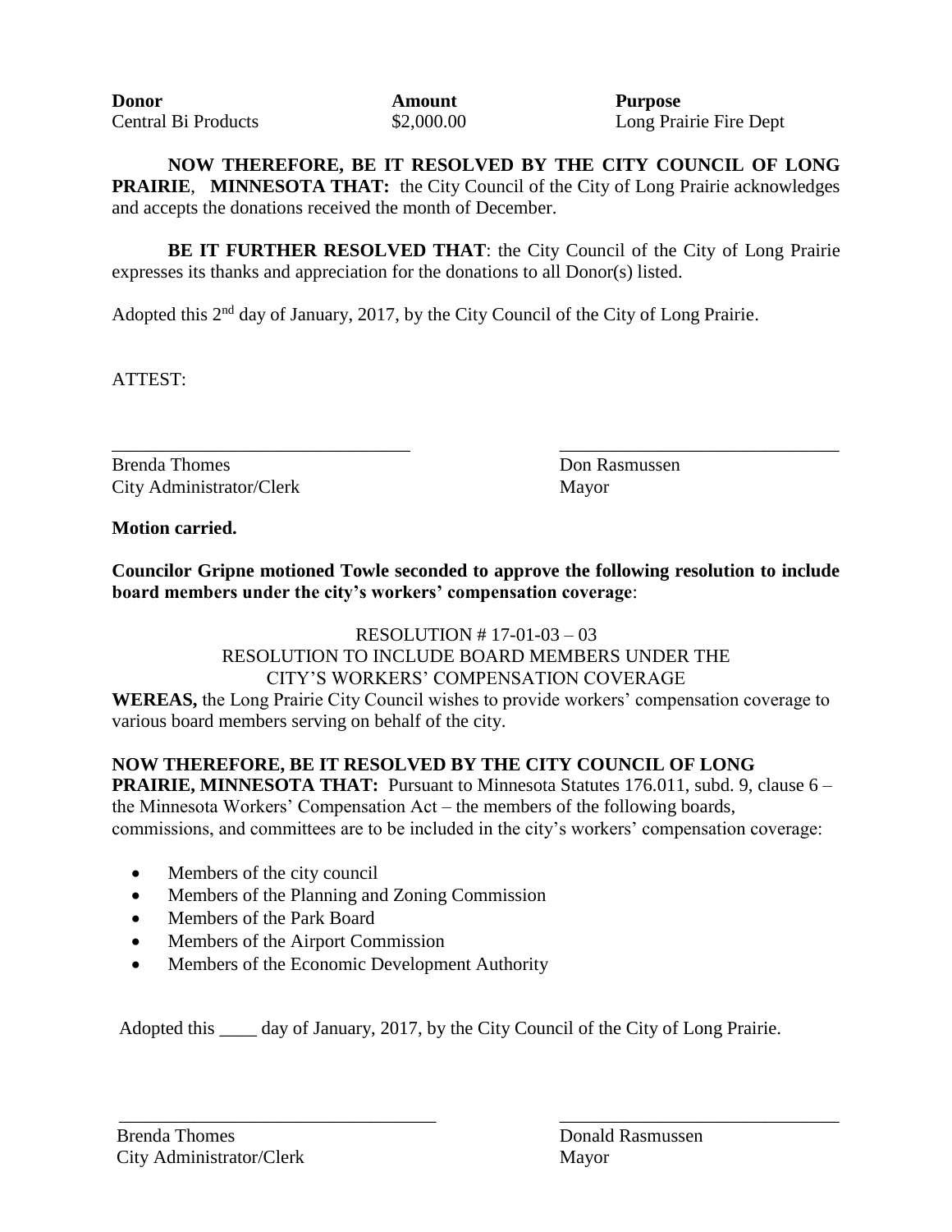| Donor | Amount | Purpose |
|---|---|---|
| Central Bi Products | $2,000.00 | Long Prairie Fire Dept |

**NOW THEREFORE, BE IT RESOLVED BY THE CITY COUNCIL OF LONG PRAIRIE**, **MINNESOTA THAT:** the City Council of the City of Long Prairie acknowledges and accepts the donations received the month of December.

**BE IT FURTHER RESOLVED THAT**: the City Council of the City of Long Prairie expresses its thanks and appreciation for the donations to all Donor(s) listed.

Adopted this 2nd day of January, 2017, by the City Council of the City of Long Prairie.

ATTEST:

\_\_\_\_\_\_\_\_\_\_\_\_\_\_\_\_\_\_\_\_\_\_\_\_\_\_\_\_\_\_\_\_ \_\_\_\_\_\_\_\_\_\_\_\_\_\_\_\_\_\_\_\_\_\_\_\_\_\_\_\_\_\_\_\_

Brenda Thomes — City Administrator/Clerk

Don Rasmussen — Mayor

**Motion carried.**

**Councilor Gripne motioned Towle seconded to approve the following resolution to include board members under the city's workers' compensation coverage**:

RESOLUTION # 17-01-03 – 03

RESOLUTION TO INCLUDE BOARD MEMBERS UNDER THE CITY'S WORKERS' COMPENSATION COVERAGE

**WEREAS,** the Long Prairie City Council wishes to provide workers' compensation coverage to various board members serving on behalf of the city.

**NOW THEREFORE, BE IT RESOLVED BY THE CITY COUNCIL OF LONG PRAIRIE, MINNESOTA THAT:** Pursuant to Minnesota Statutes 176.011, subd. 9, clause 6 – the Minnesota Workers' Compensation Act – the members of the following boards, commissions, and committees are to be included in the city's workers' compensation coverage:

- Members of the city council
- Members of the Planning and Zoning Commission
- Members of the Park Board
- Members of the Airport Commission
- Members of the Economic Development Authority

Adopted this \_\_\_\_ day of January, 2017, by the City Council of the City of Long Prairie.

\_\_\_\_\_\_\_\_\_\_\_\_\_\_\_\_\_\_\_\_\_\_\_\_\_\_\_\_\_\_\_\_ \_\_\_\_\_\_\_\_\_\_\_\_\_\_\_\_\_\_\_\_\_\_\_\_\_\_\_\_\_\_\_\_

Brenda Thomes — City Administrator/Clerk

Donald Rasmussen — Mayor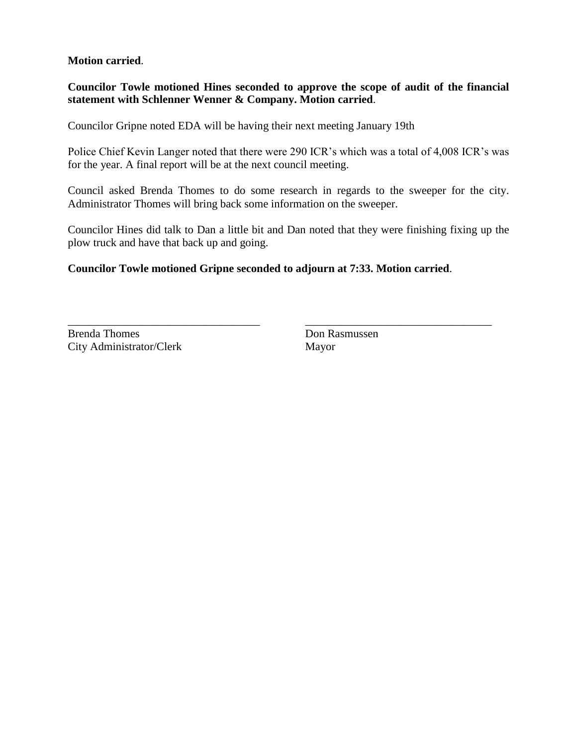**Motion carried**.

**Councilor Towle motioned Hines seconded to approve the scope of audit of the financial statement with Schlenner Wenner & Company. Motion carried**.

Councilor Gripne noted EDA will be having their next meeting January 19th

Police Chief Kevin Langer noted that there were 290 ICR's which was a total of 4,008 ICR's was for the year. A final report will be at the next council meeting.

Council asked Brenda Thomes to do some research in regards to the sweeper for the city. Administrator Thomes will bring back some information on the sweeper.

Councilor Hines did talk to Dan a little bit and Dan noted that they were finishing fixing up the plow truck and have that back up and going.

**Councilor Towle motioned Gripne seconded to adjourn at 7:33. Motion carried**.

\_\_\_\_\_\_\_\_\_\_\_\_\_\_\_\_\_\_\_\_\_\_\_\_\_\_\_\_\_\_\_\_\_\_\_
Brenda Thomes
City Administrator/Clerk

\_\_\_\_\_\_\_\_\_\_\_\_\_\_\_\_\_\_\_\_\_\_\_\_\_\_\_\_\_\_\_\_\_\_\_
Don Rasmussen
Mayor